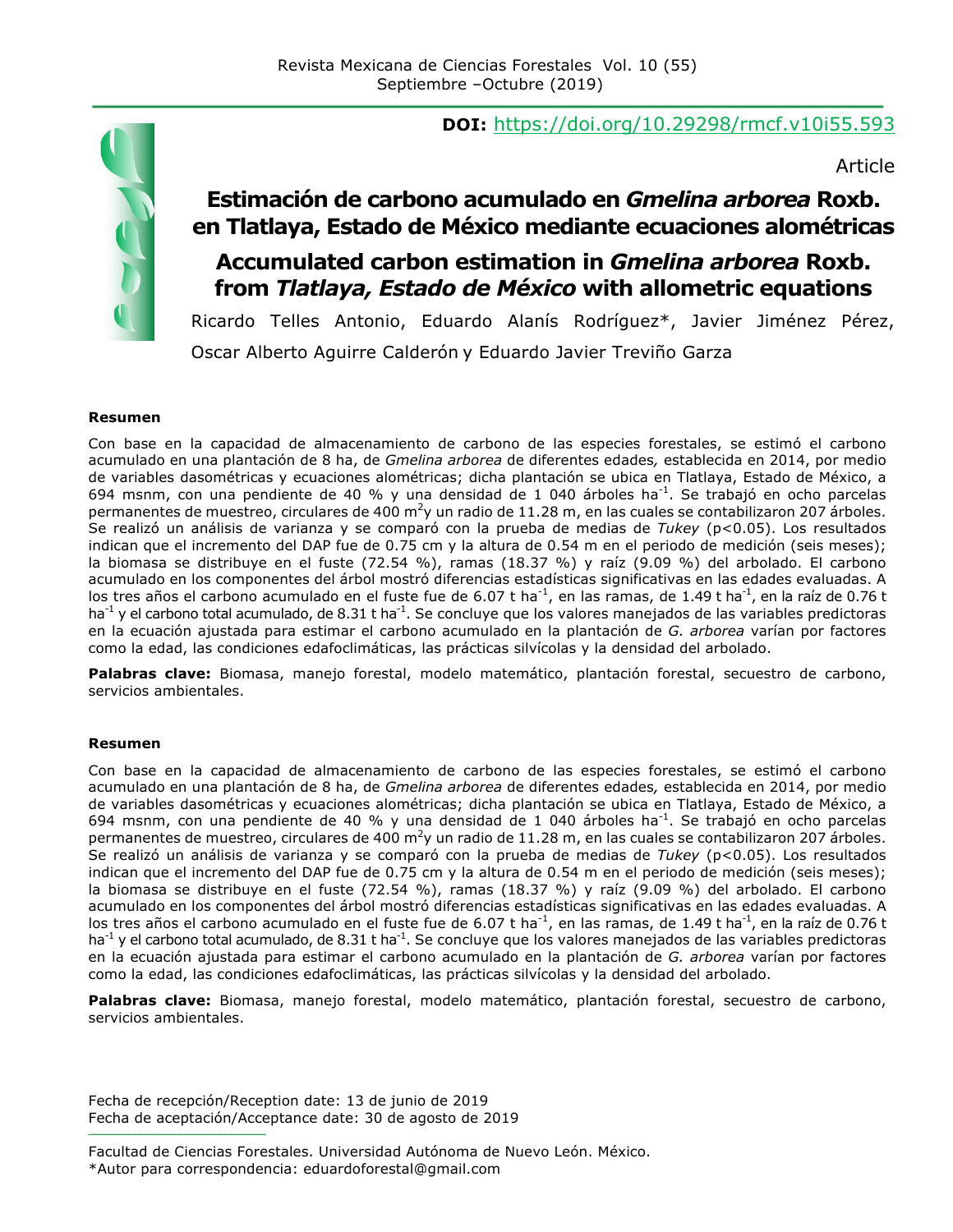**DOI:** https://doi.org/10.29298/rmcf.v10i55.593

Article

# Estimación de carbono acumulado en *Gmelina arborea* Roxb. en Tlatlaya, Estado de México mediante ecuaciones alométricas

# Accumulated carbon estimation in *Gmelina arborea* Roxb. from *Tlatlaya, Estado de México* with allometric equations

Ricardo Telles Antonio, Eduardo Alanís Rodríguez*, Javier Jiménez Pérez, Oscar Alberto Aguirre Calderón y Eduardo Javier Treviño Garza

**Resumen**

Con base en la capacidad de almacenamiento de carbono de las especies forestales, se estimó el carbono acumulado en una plantación de 8 ha, de *Gmelina arborea* de diferentes edades*,* establecida en 2014, por medio de variables dasométricas y ecuaciones alométricas; dicha plantación se ubica en Tlatlaya, Estado de México, a 694 msnm, con una pendiente de 40 % y una densidad de 1 040 árboles $ha^{-1}$. Se trabajó en ocho parcelas permanentes de muestreo, circulares de 400 $m^2$y un radio de 11.28 m, en las cuales se contabilizaron 207 árboles. Se realizó un análisis de varianza y se comparó con la prueba de medias de *Tukey* ($p<0.05$). Los resultados indican que el incremento del DAP fue de 0.75 cm y la altura de 0.54 m en el periodo de medición (seis meses); la biomasa se distribuye en el fuste (72.54 %), ramas (18.37 %) y raíz (9.09 %) del arbolado. El carbono acumulado en los componentes del árbol mostró diferencias estadísticas significativas en las edades evaluadas. A los tres años el carbono acumulado en el fuste fue de 6.07 t $ha^{-1}$, en las ramas, de 1.49 t $ha^{-1}$, en la raíz de 0.76 t $ha^{-1}$ y el carbono total acumulado, de 8.31 t $ha^{-1}$. Se concluye que los valores manejados de las variables predictoras en la ecuación ajustada para estimar el carbono acumulado en la plantación de *G. arborea* varían por factores como la edad, las condiciones edafoclimáticas, las prácticas silvícolas y la densidad del arbolado.

**Palabras clave:** Biomasa, manejo forestal, modelo matemático, plantación forestal, secuestro de carbono, servicios ambientales.

**Resumen**

Con base en la capacidad de almacenamiento de carbono de las especies forestales, se estimó el carbono acumulado en una plantación de 8 ha, de *Gmelina arborea* de diferentes edades*,* establecida en 2014, por medio de variables dasométricas y ecuaciones alométricas; dicha plantación se ubica en Tlatlaya, Estado de México, a 694 msnm, con una pendiente de 40 % y una densidad de 1 040 árboles $ha^{-1}$. Se trabajó en ocho parcelas permanentes de muestreo, circulares de 400 $m^2$y un radio de 11.28 m, en las cuales se contabilizaron 207 árboles. Se realizó un análisis de varianza y se comparó con la prueba de medias de *Tukey* ($p<0.05$). Los resultados indican que el incremento del DAP fue de 0.75 cm y la altura de 0.54 m en el periodo de medición (seis meses); la biomasa se distribuye en el fuste (72.54 %), ramas (18.37 %) y raíz (9.09 %) del arbolado. El carbono acumulado en los componentes del árbol mostró diferencias estadísticas significativas en las edades evaluadas. A los tres años el carbono acumulado en el fuste fue de 6.07 t $ha^{-1}$, en las ramas, de 1.49 t $ha^{-1}$, en la raíz de 0.76 t $ha^{-1}$ y el carbono total acumulado, de 8.31 t $ha^{-1}$. Se concluye que los valores manejados de las variables predictoras en la ecuación ajustada para estimar el carbono acumulado en la plantación de *G. arborea* varían por factores como la edad, las condiciones edafoclimáticas, las prácticas silvícolas y la densidad del arbolado.

**Palabras clave:** Biomasa, manejo forestal, modelo matemático, plantación forestal, secuestro de carbono, servicios ambientales.

Fecha de recepción/Reception date: 13 de junio de 2019
Fecha de aceptación/Acceptance date: 30 de agosto de 2019

Facultad de Ciencias Forestales. Universidad Autónoma de Nuevo León. México.
*Autor para correspondencia: eduardoforestal@gmail.com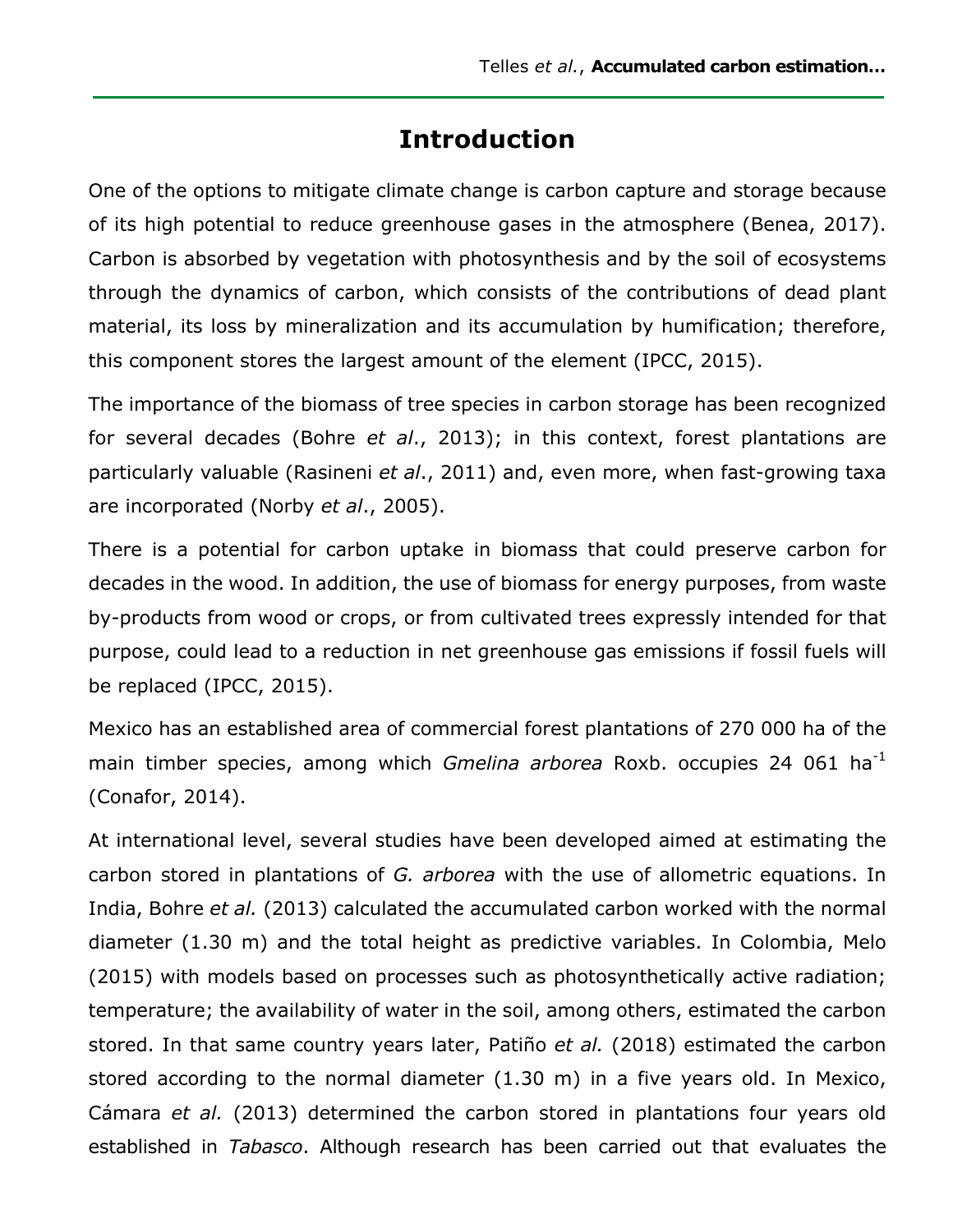# Introduction

One of the options to mitigate climate change is carbon capture and storage because of its high potential to reduce greenhouse gases in the atmosphere (Benea, 2017). Carbon is absorbed by vegetation with photosynthesis and by the soil of ecosystems through the dynamics of carbon, which consists of the contributions of dead plant material, its loss by mineralization and its accumulation by humification; therefore, this component stores the largest amount of the element (IPCC, 2015).

The importance of the biomass of tree species in carbon storage has been recognized for several decades (Bohre *et al*., 2013); in this context, forest plantations are particularly valuable (Rasineni *et al*., 2011) and, even more, when fast-growing taxa are incorporated (Norby *et al*., 2005).

There is a potential for carbon uptake in biomass that could preserve carbon for decades in the wood. In addition, the use of biomass for energy purposes, from waste by-products from wood or crops, or from cultivated trees expressly intended for that purpose, could lead to a reduction in net greenhouse gas emissions if fossil fuels will be replaced (IPCC, 2015).

Mexico has an established area of commercial forest plantations of 270 000 ha of the main timber species, among which *Gmelina arborea* Roxb. occupies 24 061 ha$^{-1}$ (Conafor, 2014).

At international level, several studies have been developed aimed at estimating the carbon stored in plantations of *G. arborea* with the use of allometric equations. In India, Bohre *et al.* (2013) calculated the accumulated carbon worked with the normal diameter (1.30 m) and the total height as predictive variables. In Colombia, Melo (2015) with models based on processes such as photosynthetically active radiation; temperature; the availability of water in the soil, among others, estimated the carbon stored. In that same country years later, Patiño *et al.* (2018) estimated the carbon stored according to the normal diameter (1.30 m) in a five years old. In Mexico, Cámara *et al.* (2013) determined the carbon stored in plantations four years old established in *Tabasco*. Although research has been carried out that evaluates the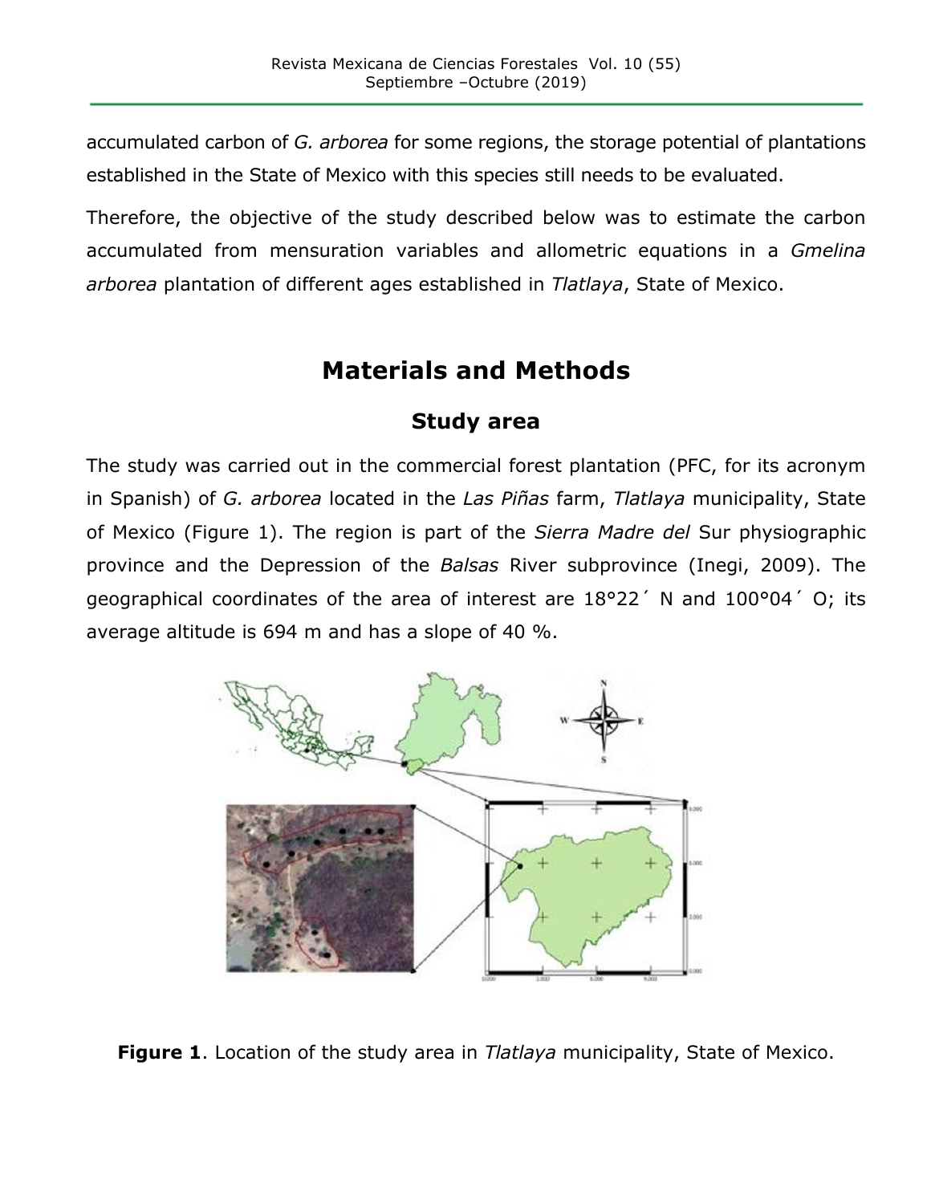accumulated carbon of *G. arborea* for some regions, the storage potential of plantations established in the State of Mexico with this species still needs to be evaluated.

Therefore, the objective of the study described below was to estimate the carbon accumulated from mensuration variables and allometric equations in a *Gmelina arborea* plantation of different ages established in *Tlatlaya*, State of Mexico.

# Materials and Methods

## Study area

The study was carried out in the commercial forest plantation (PFC, for its acronym in Spanish) of *G. arborea* located in the *Las Piñas* farm, *Tlatlaya* municipality, State of Mexico (Figure 1). The region is part of the *Sierra Madre del* Sur physiographic province and the Depression of the *Balsas* River subprovince (Inegi, 2009). The geographical coordinates of the area of interest are 18°22´ N and 100°04´ O; its average altitude is 694 m and has a slope of 40 %.

**Figure 1**. Location of the study area in *Tlatlaya* municipality, State of Mexico.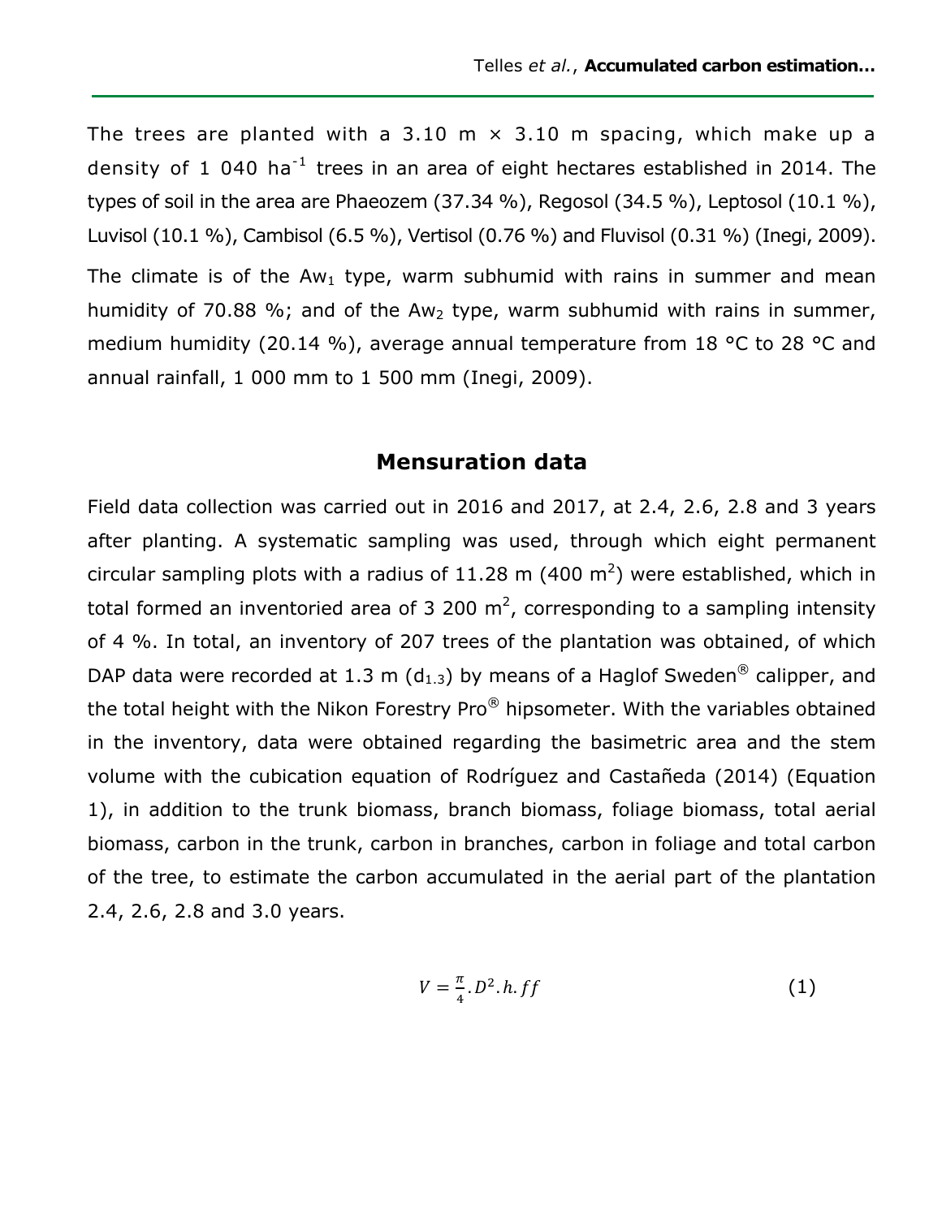The trees are planted with a 3.10 m × 3.10 m spacing, which make up a density of 1 040 ha$^{-1}$ trees in an area of eight hectares established in 2014. The types of soil in the area are Phaeozem (37.34 %), Regosol (34.5 %), Leptosol (10.1 %), Luvisol (10.1 %), Cambisol (6.5 %), Vertisol (0.76 %) and Fluvisol (0.31 %) (Inegi, 2009).

The climate is of the $Aw_1$ type, warm subhumid with rains in summer and mean humidity of 70.88 %; and of the $Aw_2$ type, warm subhumid with rains in summer, medium humidity (20.14 %), average annual temperature from 18 °C to 28 °C and annual rainfall, 1 000 mm to 1 500 mm (Inegi, 2009).

## Mensuration data

Field data collection was carried out in 2016 and 2017, at 2.4, 2.6, 2.8 and 3 years after planting. A systematic sampling was used, through which eight permanent circular sampling plots with a radius of 11.28 m (400 m$^2$) were established, which in total formed an inventoried area of 3 200 m$^2$, corresponding to a sampling intensity of 4 %. In total, an inventory of 207 trees of the plantation was obtained, of which DAP data were recorded at 1.3 m ($d_{1.3}$) by means of a Haglof Sweden® callipper, and the total height with the Nikon Forestry Pro® hipsometer. With the variables obtained in the inventory, data were obtained regarding the basimetric area and the stem volume with the cubication equation of Rodríguez and Castañeda (2014) (Equation 1), in addition to the trunk biomass, branch biomass, foliage biomass, total aerial biomass, carbon in the trunk, carbon in branches, carbon in foliage and total carbon of the tree, to estimate the carbon accumulated in the aerial part of the plantation 2.4, 2.6, 2.8 and 3.0 years.

$$V = \frac{\pi}{4} . D^2 . h . ff \tag{1}$$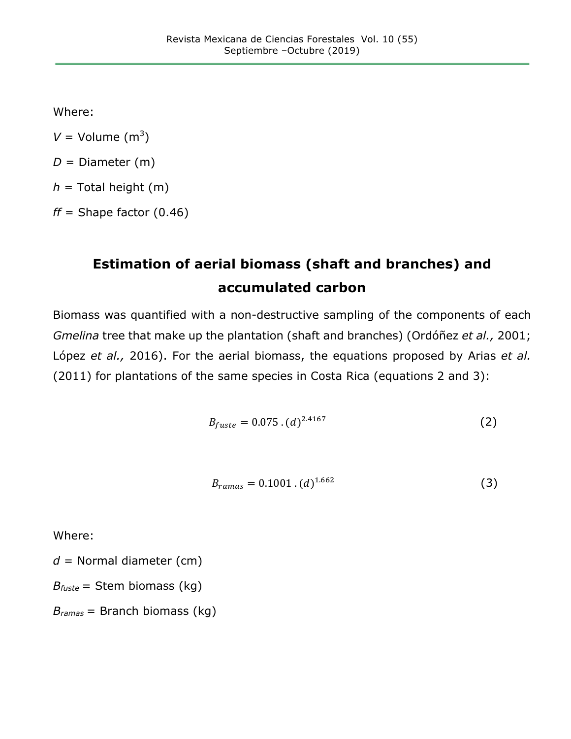Where:

$V$ = Volume ($m^3$)

$D$ = Diameter (m)

$h$ = Total height (m)

$ff$ = Shape factor (0.46)

## Estimation of aerial biomass (shaft and branches) and accumulated carbon

Biomass was quantified with a non-destructive sampling of the components of each *Gmelina* tree that make up the plantation (shaft and branches) (Ordóñez *et al.,* 2001; López *et al.,* 2016). For the aerial biomass, the equations proposed by Arias *et al.* (2011) for plantations of the same species in Costa Rica (equations 2 and 3):

$$B_{fuste} = 0.075\,.\,(d)^{2.4167} \qquad (2)$$

$$B_{ramas} = 0.1001\,.\,(d)^{1.662} \qquad (3)$$

Where:

$d$ = Normal diameter (cm)

$B_{fuste}$ = Stem biomass (kg)

$B_{ramas}$ = Branch biomass (kg)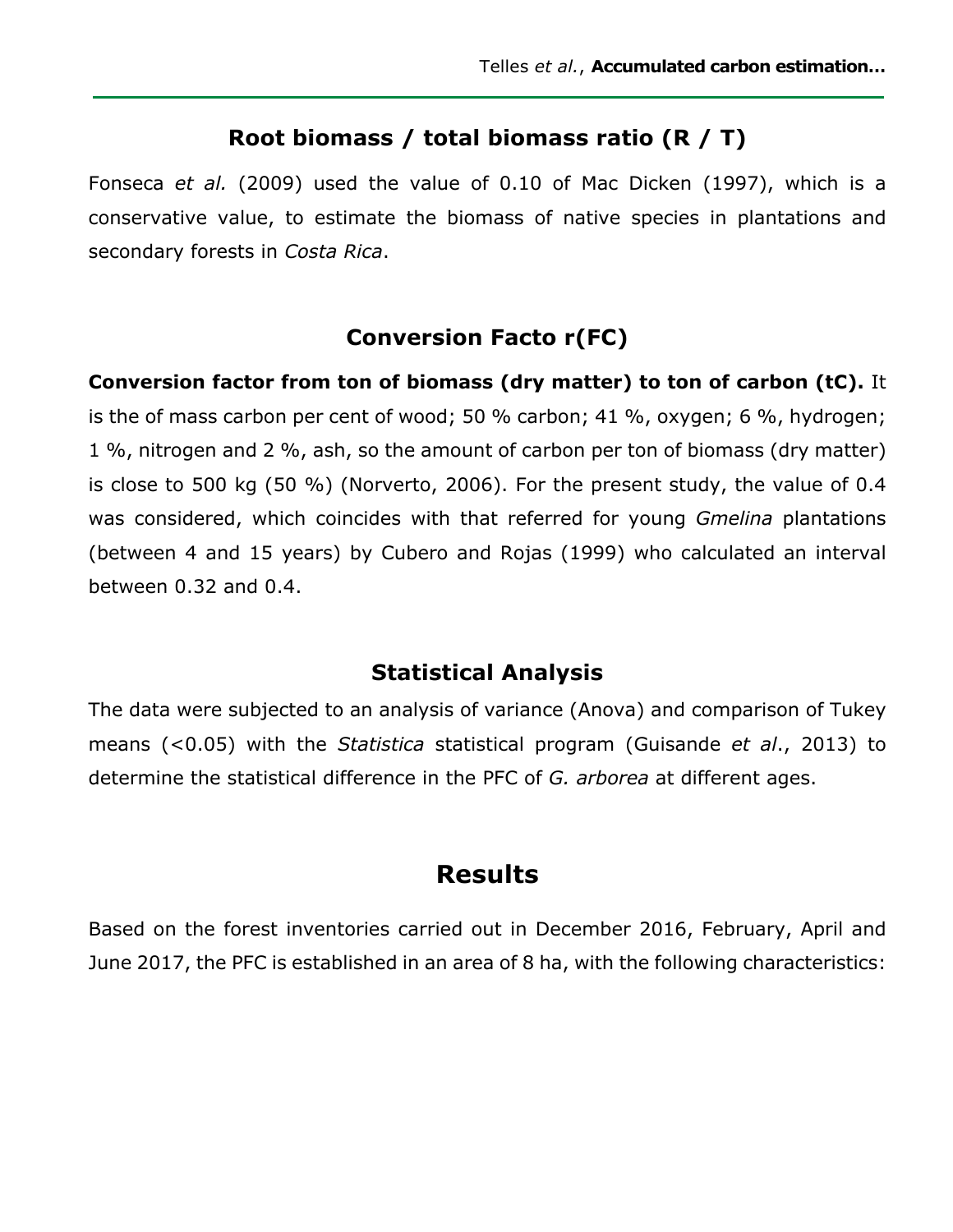## Root biomass / total biomass ratio (R / T)

Fonseca *et al.* (2009) used the value of 0.10 of Mac Dicken (1997), which is a conservative value, to estimate the biomass of native species in plantations and secondary forests in *Costa Rica*.

## Conversion Facto r(FC)

**Conversion factor from ton of biomass (dry matter) to ton of carbon (tC).** It is the of mass carbon per cent of wood; 50 % carbon; 41 %, oxygen; 6 %, hydrogen; 1 %, nitrogen and 2 %, ash, so the amount of carbon per ton of biomass (dry matter) is close to 500 kg (50 %) (Norverto, 2006). For the present study, the value of 0.4 was considered, which coincides with that referred for young *Gmelina* plantations (between 4 and 15 years) by Cubero and Rojas (1999) who calculated an interval between 0.32 and 0.4.

## Statistical Analysis

The data were subjected to an analysis of variance (Anova) and comparison of Tukey means (<0.05) with the *Statistica* statistical program (Guisande *et al*., 2013) to determine the statistical difference in the PFC of *G. arborea* at different ages.

# Results

Based on the forest inventories carried out in December 2016, February, April and June 2017, the PFC is established in an area of 8 ha, with the following characteristics: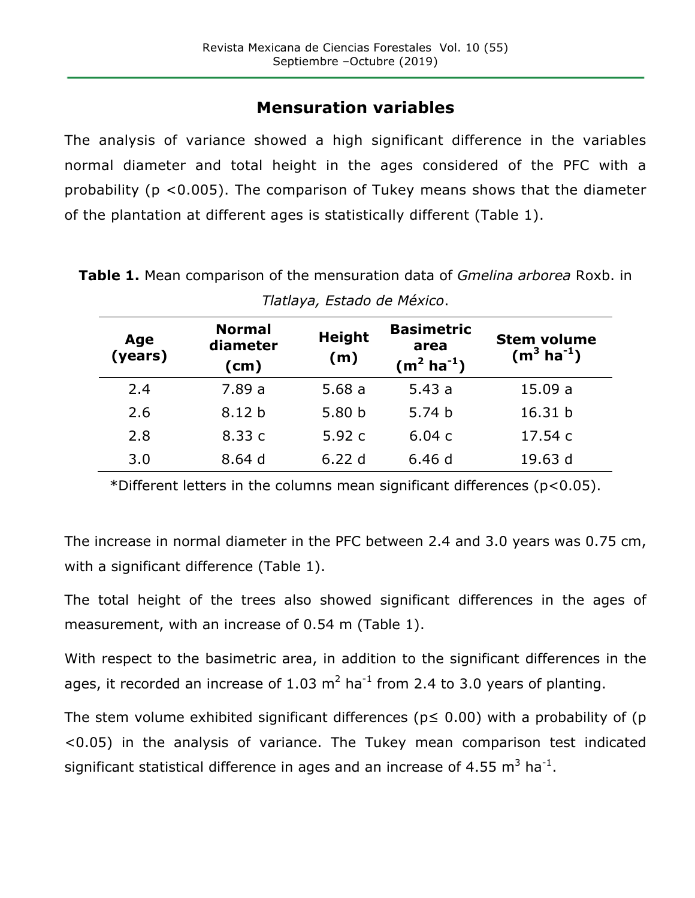## Mensuration variables

The analysis of variance showed a high significant difference in the variables normal diameter and total height in the ages considered of the PFC with a probability ($p < 0.005$). The comparison of Tukey means shows that the diameter of the plantation at different ages is statistically different (Table 1).

**Table 1.** Mean comparison of the mensuration data of *Gmelina arborea* Roxb. in *Tlatlaya, Estado de México*.

| Age (years) | Normal diameter (cm) | Height (m) | Basimetric area ($m^2$ $ha^{-1}$) | Stem volume ($m^3$ $ha^{-1}$) |
|---|---|---|---|---|
| 2.4 | 7.89 a | 5.68 a | 5.43 a | 15.09 a |
| 2.6 | 8.12 b | 5.80 b | 5.74 b | 16.31 b |
| 2.8 | 8.33 c | 5.92 c | 6.04 c | 17.54 c |
| 3.0 | 8.64 d | 6.22 d | 6.46 d | 19.63 d |

*Different letters in the columns mean significant differences ($p<0.05$).

The increase in normal diameter in the PFC between 2.4 and 3.0 years was 0.75 cm, with a significant difference (Table 1).

The total height of the trees also showed significant differences in the ages of measurement, with an increase of 0.54 m (Table 1).

With respect to the basimetric area, in addition to the significant differences in the ages, it recorded an increase of 1.03 $m^2$ $ha^{-1}$ from 2.4 to 3.0 years of planting.

The stem volume exhibited significant differences ($p \leq 0.00$) with a probability of ($p < 0.05$) in the analysis of variance. The Tukey mean comparison test indicated significant statistical difference in ages and an increase of 4.55 $m^3$ $ha^{-1}$.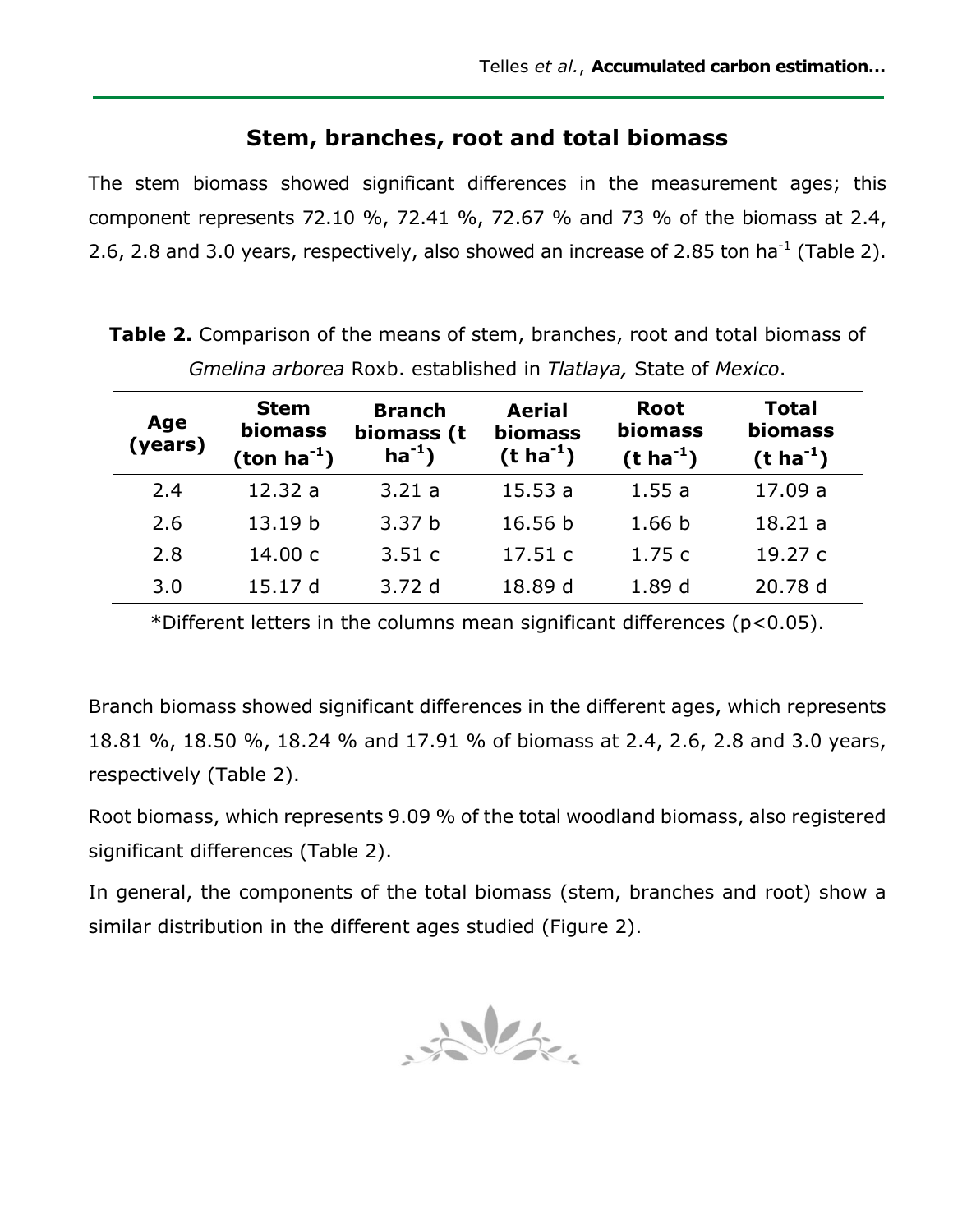## Stem, branches, root and total biomass

The stem biomass showed significant differences in the measurement ages; this component represents 72.10 %, 72.41 %, 72.67 % and 73 % of the biomass at 2.4, 2.6, 2.8 and 3.0 years, respectively, also showed an increase of 2.85 ton ha$^{-1}$ (Table 2).

**Table 2.** Comparison of the means of stem, branches, root and total biomass of *Gmelina arborea* Roxb. established in *Tlatlaya,* State of *Mexico*.

| Age (years) | Stem biomass (ton ha$^{-1}$) | Branch biomass (t ha$^{-1}$) | Aerial biomass (t ha$^{-1}$) | Root biomass (t ha$^{-1}$) | Total biomass (t ha$^{-1}$) |
|---|---|---|---|---|---|
| 2.4 | 12.32 a | 3.21 a | 15.53 a | 1.55 a | 17.09 a |
| 2.6 | 13.19 b | 3.37 b | 16.56 b | 1.66 b | 18.21 a |
| 2.8 | 14.00 c | 3.51 c | 17.51 c | 1.75 c | 19.27 c |
| 3.0 | 15.17 d | 3.72 d | 18.89 d | 1.89 d | 20.78 d |

*Different letters in the columns mean significant differences ($p<0.05$).

Branch biomass showed significant differences in the different ages, which represents 18.81 %, 18.50 %, 18.24 % and 17.91 % of biomass at 2.4, 2.6, 2.8 and 3.0 years, respectively (Table 2).

Root biomass, which represents 9.09 % of the total woodland biomass, also registered significant differences (Table 2).

In general, the components of the total biomass (stem, branches and root) show a similar distribution in the different ages studied (Figure 2).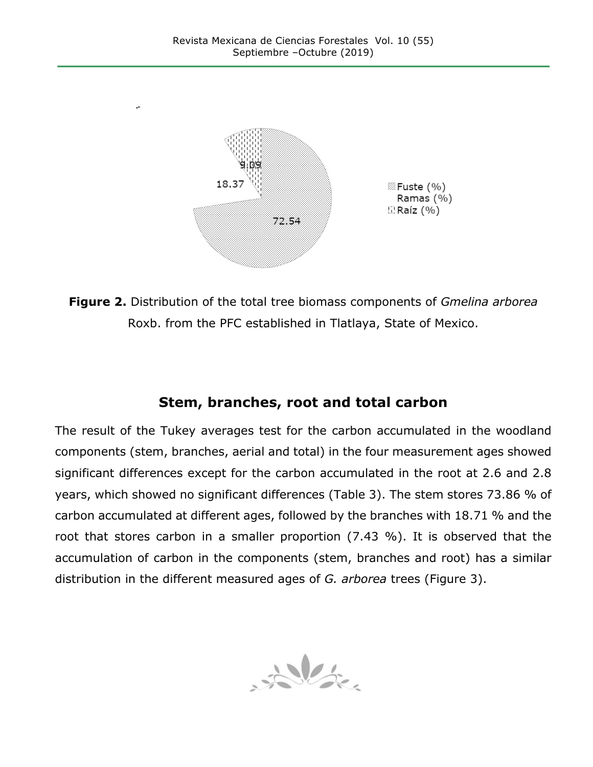**Figure 2.** Distribution of the total tree biomass components of *Gmelina arborea* Roxb. from the PFC established in Tlatlaya, State of Mexico.

## Stem, branches, root and total carbon

The result of the Tukey averages test for the carbon accumulated in the woodland components (stem, branches, aerial and total) in the four measurement ages showed significant differences except for the carbon accumulated in the root at 2.6 and 2.8 years, which showed no significant differences (Table 3). The stem stores 73.86 % of carbon accumulated at different ages, followed by the branches with 18.71 % and the root that stores carbon in a smaller proportion (7.43 %). It is observed that the accumulation of carbon in the components (stem, branches and root) has a similar distribution in the different measured ages of *G. arborea* trees (Figure 3).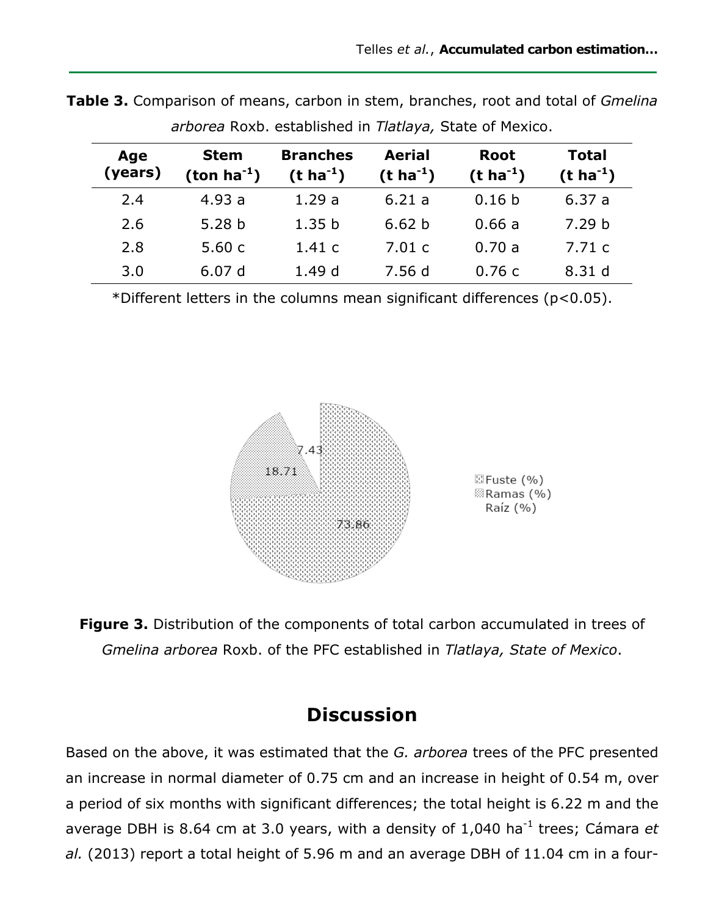**Table 3.** Comparison of means, carbon in stem, branches, root and total of *Gmelina arborea* Roxb. established in *Tlatlaya,* State of Mexico.

| Age (years) | Stem (ton $ha^{-1}$) | Branches (t $ha^{-1}$) | Aerial (t $ha^{-1}$) | Root (t $ha^{-1}$) | Total (t $ha^{-1}$) |
|---|---|---|---|---|---|
| 2.4 | 4.93 a | 1.29 a | 6.21 a | 0.16 b | 6.37 a |
| 2.6 | 5.28 b | 1.35 b | 6.62 b | 0.66 a | 7.29 b |
| 2.8 | 5.60 c | 1.41 c | 7.01 c | 0.70 a | 7.71 c |
| 3.0 | 6.07 d | 1.49 d | 7.56 d | 0.76 c | 8.31 d |

*Different letters in the columns mean significant differences ($p<0.05$).

**Figure 3.** Distribution of the components of total carbon accumulated in trees of *Gmelina arborea* Roxb. of the PFC established in *Tlatlaya, State of Mexico*.

## Discussion

Based on the above, it was estimated that the *G. arborea* trees of the PFC presented an increase in normal diameter of 0.75 cm and an increase in height of 0.54 m, over a period of six months with significant differences; the total height is 6.22 m and the average DBH is 8.64 cm at 3.0 years, with a density of 1,040 $ha^{-1}$ trees; Cámara *et al.* (2013) report a total height of 5.96 m and an average DBH of 11.04 cm in a four-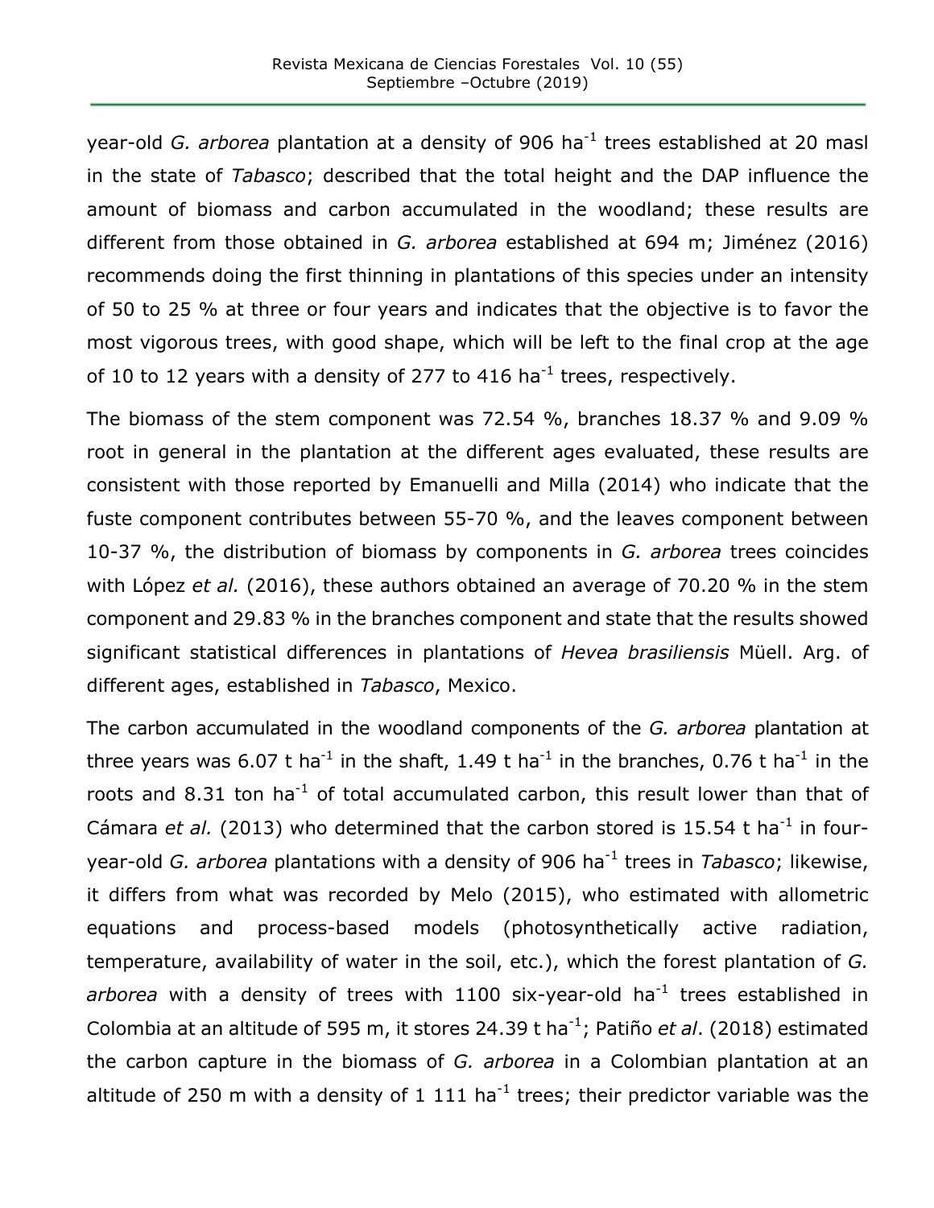year-old *G. arborea* plantation at a density of 906 ha$^{-1}$ trees established at 20 masl in the state of *Tabasco*; described that the total height and the DAP influence the amount of biomass and carbon accumulated in the woodland; these results are different from those obtained in *G. arborea* established at 694 m; Jiménez (2016) recommends doing the first thinning in plantations of this species under an intensity of 50 to 25 % at three or four years and indicates that the objective is to favor the most vigorous trees, with good shape, which will be left to the final crop at the age of 10 to 12 years with a density of 277 to 416 ha$^{-1}$ trees, respectively.

The biomass of the stem component was 72.54 %, branches 18.37 % and 9.09 % root in general in the plantation at the different ages evaluated, these results are consistent with those reported by Emanuelli and Milla (2014) who indicate that the fuste component contributes between 55-70 %, and the leaves component between 10-37 %, the distribution of biomass by components in *G. arborea* trees coincides with López *et al.* (2016), these authors obtained an average of 70.20 % in the stem component and 29.83 % in the branches component and state that the results showed significant statistical differences in plantations of *Hevea brasiliensis* Müell. Arg. of different ages, established in *Tabasco*, Mexico.

The carbon accumulated in the woodland components of the *G. arborea* plantation at three years was 6.07 t ha$^{-1}$ in the shaft, 1.49 t ha$^{-1}$ in the branches, 0.76 t ha$^{-1}$ in the roots and 8.31 ton ha$^{-1}$ of total accumulated carbon, this result lower than that of Cámara *et al.* (2013) who determined that the carbon stored is 15.54 t ha$^{-1}$ in four-year-old *G. arborea* plantations with a density of 906 ha$^{-1}$ trees in *Tabasco*; likewise, it differs from what was recorded by Melo (2015), who estimated with allometric equations and process-based models (photosynthetically active radiation, temperature, availability of water in the soil, etc.), which the forest plantation of *G. arborea* with a density of trees with 1100 six-year-old ha$^{-1}$ trees established in Colombia at an altitude of 595 m, it stores 24.39 t ha$^{-1}$; Patiño *et al*. (2018) estimated the carbon capture in the biomass of *G. arborea* in a Colombian plantation at an altitude of 250 m with a density of 1 111 ha$^{-1}$ trees; their predictor variable was the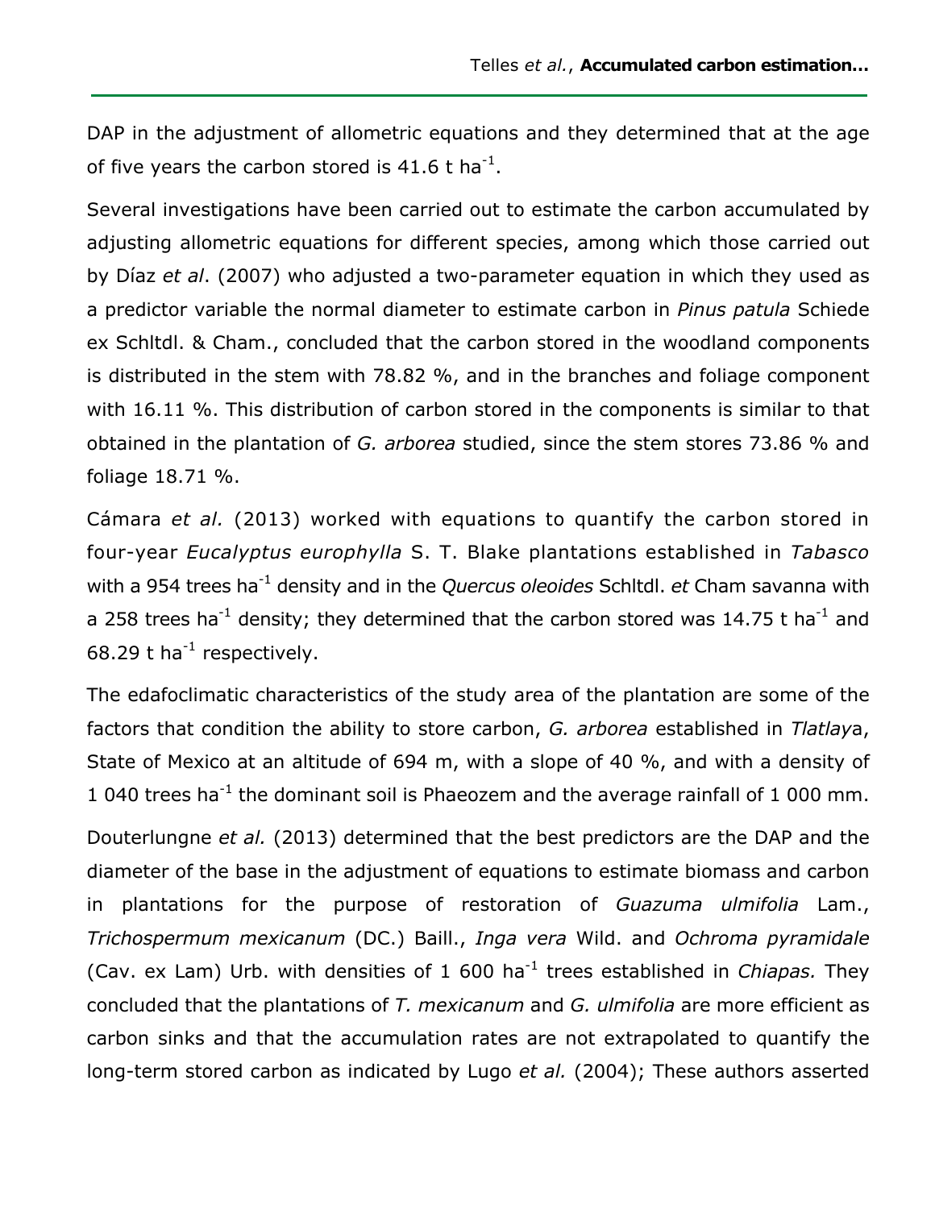DAP in the adjustment of allometric equations and they determined that at the age of five years the carbon stored is 41.6 t ha$^{-1}$.

Several investigations have been carried out to estimate the carbon accumulated by adjusting allometric equations for different species, among which those carried out by Díaz *et al*. (2007) who adjusted a two-parameter equation in which they used as a predictor variable the normal diameter to estimate carbon in *Pinus patula* Schiede ex Schltdl. & Cham., concluded that the carbon stored in the woodland components is distributed in the stem with 78.82 %, and in the branches and foliage component with 16.11 %. This distribution of carbon stored in the components is similar to that obtained in the plantation of *G. arborea* studied, since the stem stores 73.86 % and foliage 18.71 %.

Cámara *et al.* (2013) worked with equations to quantify the carbon stored in four-year *Eucalyptus europhylla* S. T. Blake plantations established in *Tabasco* with a 954 trees ha$^{-1}$ density and in the *Quercus oleoides* Schltdl. *et* Cham savanna with a 258 trees ha$^{-1}$ density; they determined that the carbon stored was 14.75 t ha$^{-1}$ and 68.29 t ha$^{-1}$ respectively.

The edafoclimatic characteristics of the study area of the plantation are some of the factors that condition the ability to store carbon, *G. arborea* established in *Tlatlaya*, State of Mexico at an altitude of 694 m, with a slope of 40 %, and with a density of 1 040 trees ha$^{-1}$ the dominant soil is Phaeozem and the average rainfall of 1 000 mm.

Douterlungne *et al.* (2013) determined that the best predictors are the DAP and the diameter of the base in the adjustment of equations to estimate biomass and carbon in plantations for the purpose of restoration of *Guazuma ulmifolia* Lam., *Trichospermum mexicanum* (DC.) Baill., *Inga vera* Wild. and *Ochroma pyramidale* (Cav. ex Lam) Urb. with densities of 1 600 ha$^{-1}$ trees established in *Chiapas.* They concluded that the plantations of *T. mexicanum* and *G. ulmifolia* are more efficient as carbon sinks and that the accumulation rates are not extrapolated to quantify the long-term stored carbon as indicated by Lugo *et al.* (2004); These authors asserted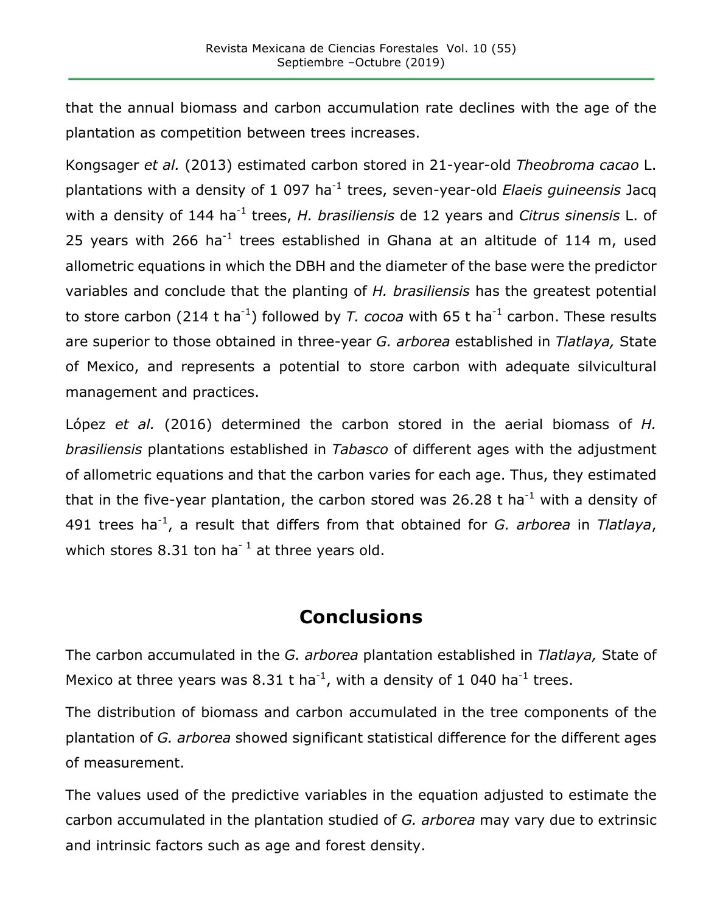that the annual biomass and carbon accumulation rate declines with the age of the plantation as competition between trees increases.

Kongsager *et al.* (2013) estimated carbon stored in 21-year-old *Theobroma cacao* L. plantations with a density of 1 097 ha$^{-1}$ trees, seven-year-old *Elaeis guineensis* Jacq with a density of 144 ha$^{-1}$ trees, *H. brasiliensis* de 12 years and *Citrus sinensis* L. of 25 years with 266 ha$^{-1}$ trees established in Ghana at an altitude of 114 m, used allometric equations in which the DBH and the diameter of the base were the predictor variables and conclude that the planting of *H. brasiliensis* has the greatest potential to store carbon (214 t ha$^{-1}$) followed by *T. cocoa* with 65 t ha$^{-1}$ carbon. These results are superior to those obtained in three-year *G. arborea* established in *Tlatlaya,* State of Mexico, and represents a potential to store carbon with adequate silvicultural management and practices.

López *et al.* (2016) determined the carbon stored in the aerial biomass of *H. brasiliensis* plantations established in *Tabasco* of different ages with the adjustment of allometric equations and that the carbon varies for each age. Thus, they estimated that in the five-year plantation, the carbon stored was 26.28 t ha$^{-1}$ with a density of 491 trees ha$^{-1}$, a result that differs from that obtained for *G. arborea* in *Tlatlaya*, which stores 8.31 ton ha$^{-1}$ at three years old.

## Conclusions

The carbon accumulated in the *G. arborea* plantation established in *Tlatlaya,* State of Mexico at three years was 8.31 t ha$^{-1}$, with a density of 1 040 ha$^{-1}$ trees.

The distribution of biomass and carbon accumulated in the tree components of the plantation of *G. arborea* showed significant statistical difference for the different ages of measurement.

The values used of the predictive variables in the equation adjusted to estimate the carbon accumulated in the plantation studied of *G. arborea* may vary due to extrinsic and intrinsic factors such as age and forest density.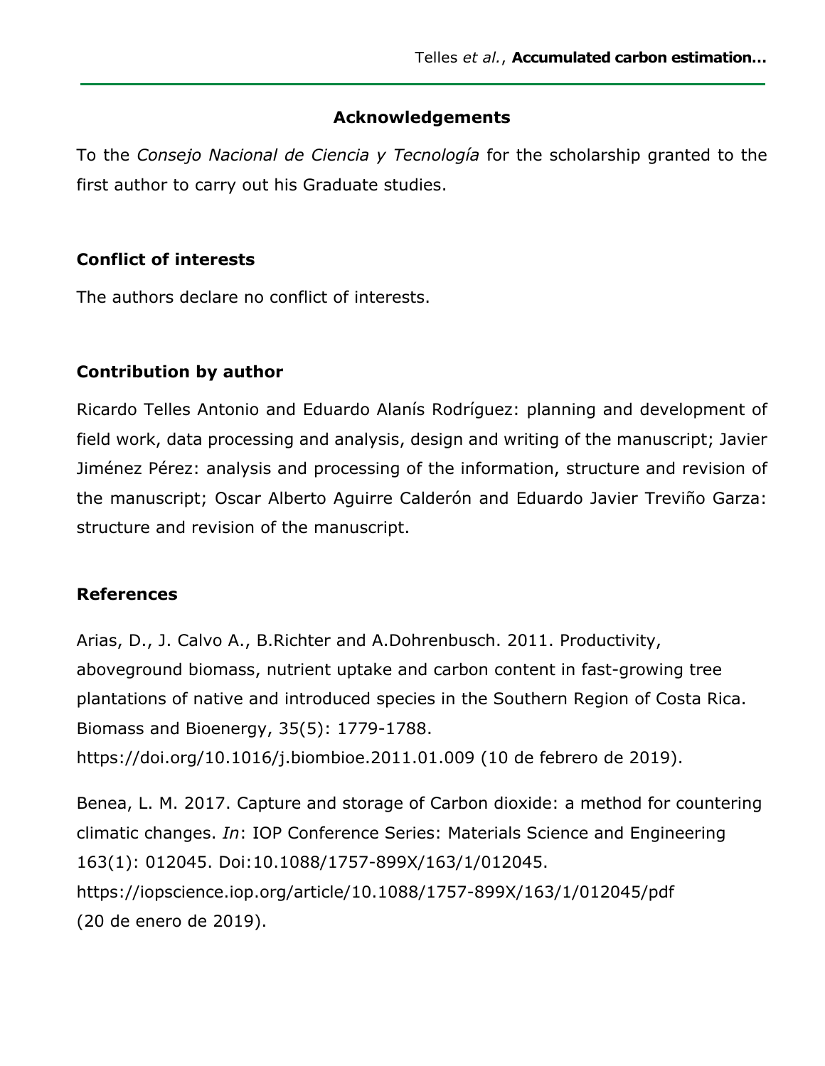## Acknowledgements

To the *Consejo Nacional de Ciencia y Tecnología* for the scholarship granted to the first author to carry out his Graduate studies.

## Conflict of interests

The authors declare no conflict of interests.

## Contribution by author

Ricardo Telles Antonio and Eduardo Alanís Rodríguez: planning and development of field work, data processing and analysis, design and writing of the manuscript; Javier Jiménez Pérez: analysis and processing of the information, structure and revision of the manuscript; Oscar Alberto Aguirre Calderón and Eduardo Javier Treviño Garza: structure and revision of the manuscript.

## References

Arias, D., J. Calvo A., B.Richter and A.Dohrenbusch. 2011. Productivity, aboveground biomass, nutrient uptake and carbon content in fast-growing tree plantations of native and introduced species in the Southern Region of Costa Rica. Biomass and Bioenergy, 35(5): 1779-1788. https://doi.org/10.1016/j.biombioe.2011.01.009 (10 de febrero de 2019).

Benea, L. M. 2017. Capture and storage of Carbon dioxide: a method for countering climatic changes. *In*: IOP Conference Series: Materials Science and Engineering 163(1): 012045. Doi:10.1088/1757-899X/163/1/012045. https://iopscience.iop.org/article/10.1088/1757-899X/163/1/012045/pdf (20 de enero de 2019).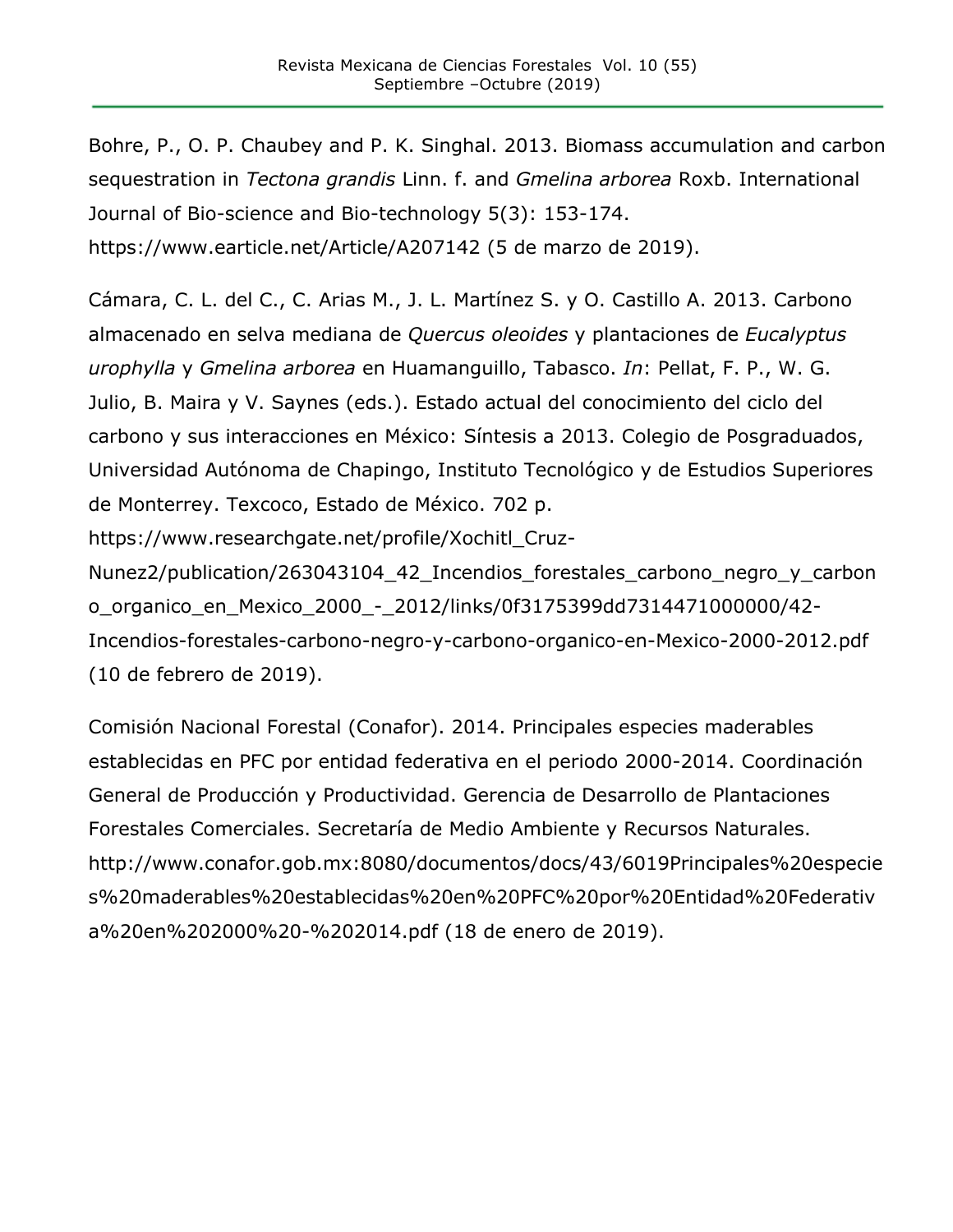Bohre, P., O. P. Chaubey and P. K. Singhal. 2013. Biomass accumulation and carbon sequestration in *Tectona grandis* Linn. f. and *Gmelina arborea* Roxb. International Journal of Bio-science and Bio-technology 5(3): 153-174. https://www.earticle.net/Article/A207142 (5 de marzo de 2019).

Cámara, C. L. del C., C. Arias M., J. L. Martínez S. y O. Castillo A. 2013. Carbono almacenado en selva mediana de *Quercus oleoides* y plantaciones de *Eucalyptus urophylla* y *Gmelina arborea* en Huamanguillo, Tabasco. *In*: Pellat, F. P., W. G. Julio, B. Maira y V. Saynes (eds.). Estado actual del conocimiento del ciclo del carbono y sus interacciones en México: Síntesis a 2013. Colegio de Posgraduados, Universidad Autónoma de Chapingo, Instituto Tecnológico y de Estudios Superiores de Monterrey. Texcoco, Estado de México. 702 p. https://www.researchgate.net/profile/Xochitl_Cruz-Nunez2/publication/263043104_42_Incendios_forestales_carbono_negro_y_carbono_organico_en_Mexico_2000_-_2012/links/0f3175399dd7314471000000/42-Incendios-forestales-carbono-negro-y-carbono-organico-en-Mexico-2000-2012.pdf (10 de febrero de 2019).

Comisión Nacional Forestal (Conafor). 2014. Principales especies maderables establecidas en PFC por entidad federativa en el periodo 2000-2014. Coordinación General de Producción y Productividad. Gerencia de Desarrollo de Plantaciones Forestales Comerciales. Secretaría de Medio Ambiente y Recursos Naturales. http://www.conafor.gob.mx:8080/documentos/docs/43/6019Principales%20especies%20maderables%20establecidas%20en%20PFC%20por%20Entidad%20Federativa%20en%202000%20-%202014.pdf (18 de enero de 2019).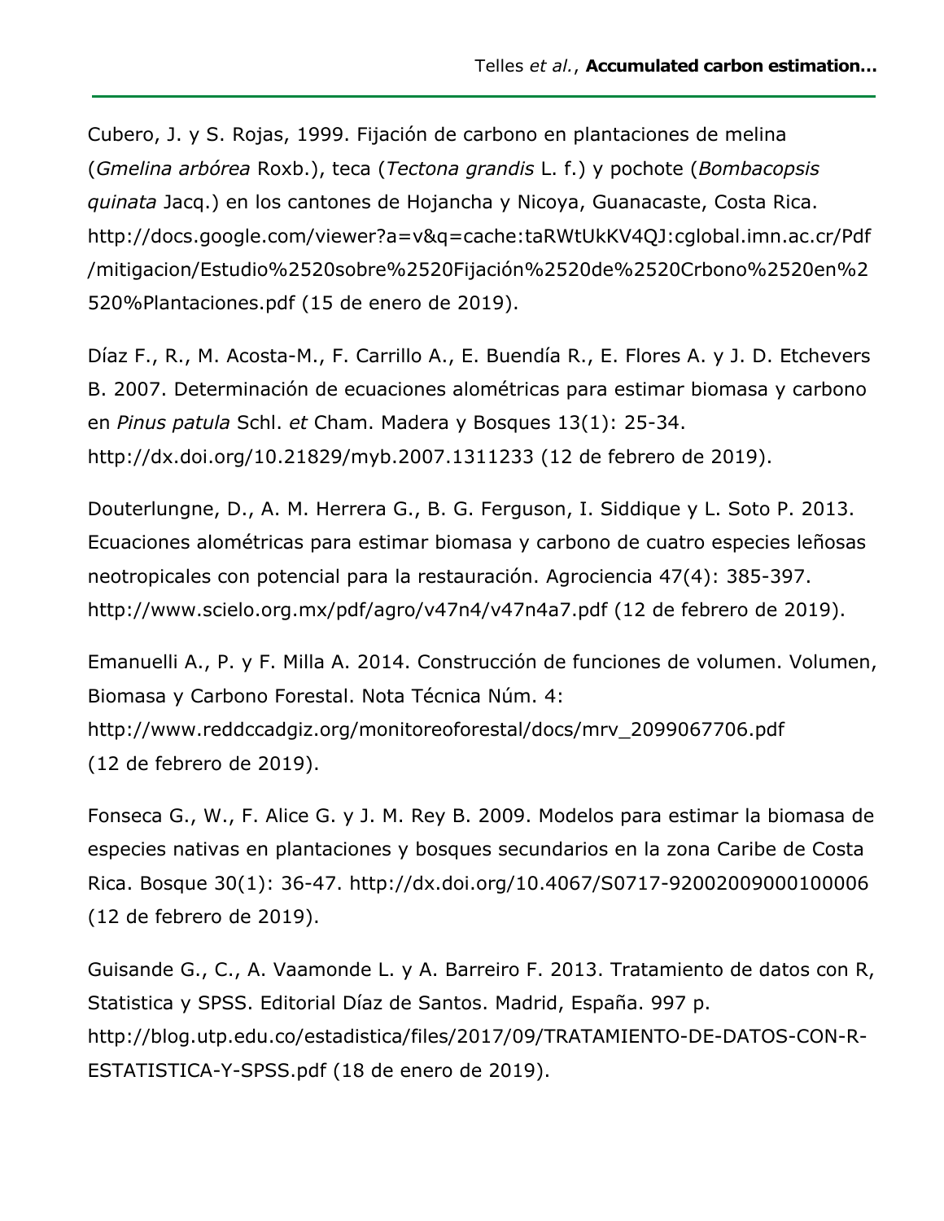Cubero, J. y S. Rojas, 1999. Fijación de carbono en plantaciones de melina (*Gmelina arbórea* Roxb.), teca (*Tectona grandis* L. f.) y pochote (*Bombacopsis quinata* Jacq.) en los cantones de Hojancha y Nicoya, Guanacaste, Costa Rica. http://docs.google.com/viewer?a=v&q=cache:taRWtUkKV4QJ:cglobal.imn.ac.cr/Pdf/mitigacion/Estudio%2520sobre%2520Fijación%2520de%2520Crbono%2520en%2520%Plantaciones.pdf (15 de enero de 2019).

Díaz F., R., M. Acosta-M., F. Carrillo A., E. Buendía R., E. Flores A. y J. D. Etchevers B. 2007. Determinación de ecuaciones alométricas para estimar biomasa y carbono en *Pinus patula* Schl. *et* Cham. Madera y Bosques 13(1): 25-34. http://dx.doi.org/10.21829/myb.2007.1311233 (12 de febrero de 2019).

Douterlungne, D., A. M. Herrera G., B. G. Ferguson, I. Siddique y L. Soto P. 2013. Ecuaciones alométricas para estimar biomasa y carbono de cuatro especies leñosas neotropicales con potencial para la restauración. Agrociencia 47(4): 385-397. http://www.scielo.org.mx/pdf/agro/v47n4/v47n4a7.pdf (12 de febrero de 2019).

Emanuelli A., P. y F. Milla A. 2014. Construcción de funciones de volumen. Volumen, Biomasa y Carbono Forestal. Nota Técnica Núm. 4: http://www.reddccadgiz.org/monitoreoforestal/docs/mrv_2099067706.pdf (12 de febrero de 2019).

Fonseca G., W., F. Alice G. y J. M. Rey B. 2009. Modelos para estimar la biomasa de especies nativas en plantaciones y bosques secundarios en la zona Caribe de Costa Rica. Bosque 30(1): 36-47. http://dx.doi.org/10.4067/S0717-92002009000100006 (12 de febrero de 2019).

Guisande G., C., A. Vaamonde L. y A. Barreiro F. 2013. Tratamiento de datos con R, Statistica y SPSS. Editorial Díaz de Santos. Madrid, España. 997 p. http://blog.utp.edu.co/estadistica/files/2017/09/TRATAMIENTO-DE-DATOS-CON-R-ESTATISTICA-Y-SPSS.pdf (18 de enero de 2019).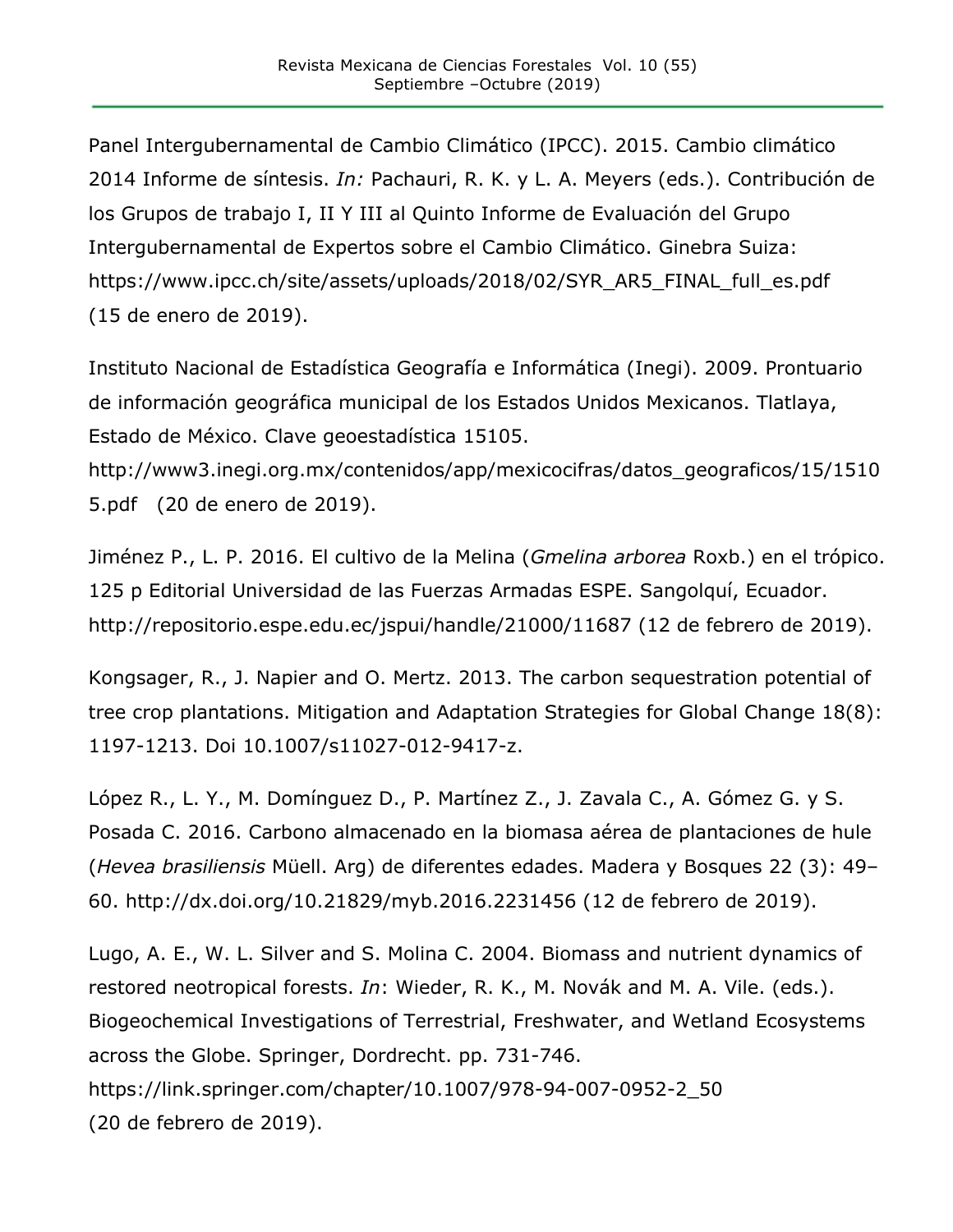Panel Intergubernamental de Cambio Climático (IPCC). 2015. Cambio climático 2014 Informe de síntesis. *In:* Pachauri, R. K. y L. A. Meyers (eds.). Contribución de los Grupos de trabajo I, II Y III al Quinto Informe de Evaluación del Grupo Intergubernamental de Expertos sobre el Cambio Climático. Ginebra Suiza: https://www.ipcc.ch/site/assets/uploads/2018/02/SYR_AR5_FINAL_full_es.pdf (15 de enero de 2019).

Instituto Nacional de Estadística Geografía e Informática (Inegi). 2009. Prontuario de información geográfica municipal de los Estados Unidos Mexicanos. Tlatlaya, Estado de México. Clave geoestadística 15105. http://www3.inegi.org.mx/contenidos/app/mexicocifras/datos_geograficos/15/15105.pdf (20 de enero de 2019).

Jiménez P., L. P. 2016. El cultivo de la Melina (*Gmelina arborea* Roxb.) en el trópico. 125 p Editorial Universidad de las Fuerzas Armadas ESPE. Sangolquí, Ecuador. http://repositorio.espe.edu.ec/jspui/handle/21000/11687 (12 de febrero de 2019).

Kongsager, R., J. Napier and O. Mertz. 2013. The carbon sequestration potential of tree crop plantations. Mitigation and Adaptation Strategies for Global Change 18(8): 1197-1213. Doi 10.1007/s11027-012-9417-z.

López R., L. Y., M. Domínguez D., P. Martínez Z., J. Zavala C., A. Gómez G. y S. Posada C. 2016. Carbono almacenado en la biomasa aérea de plantaciones de hule (*Hevea brasiliensis* Müell. Arg) de diferentes edades. Madera y Bosques 22 (3): 49–60. http://dx.doi.org/10.21829/myb.2016.2231456 (12 de febrero de 2019).

Lugo, A. E., W. L. Silver and S. Molina C. 2004. Biomass and nutrient dynamics of restored neotropical forests. *In*: Wieder, R. K., M. Novák and M. A. Vile. (eds.). Biogeochemical Investigations of Terrestrial, Freshwater, and Wetland Ecosystems across the Globe. Springer, Dordrecht. pp. 731-746. https://link.springer.com/chapter/10.1007/978-94-007-0952-2_50 (20 de febrero de 2019).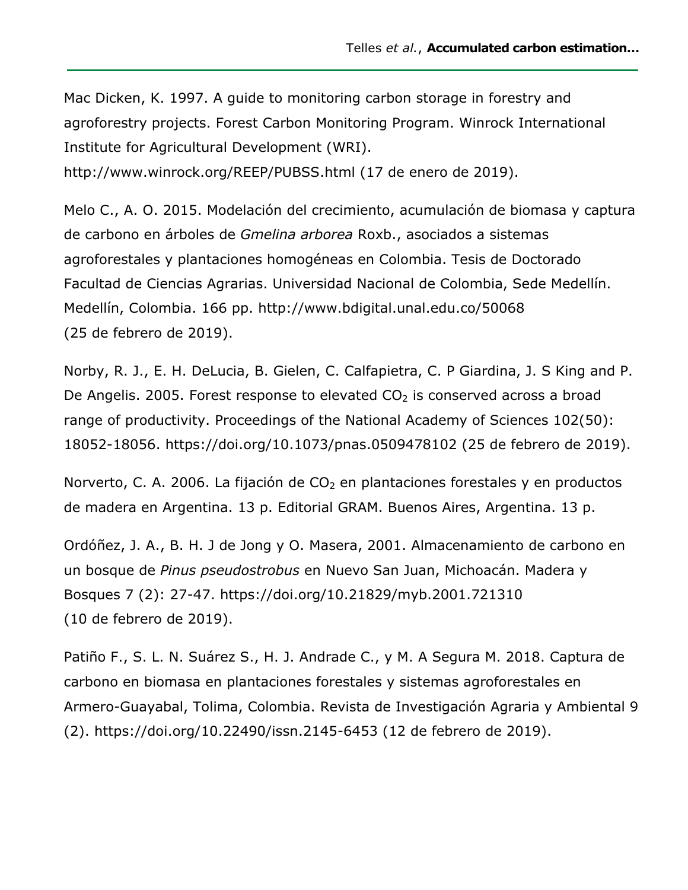Mac Dicken, K. 1997. A guide to monitoring carbon storage in forestry and agroforestry projects. Forest Carbon Monitoring Program. Winrock International Institute for Agricultural Development (WRI). http://www.winrock.org/REEP/PUBSS.html (17 de enero de 2019).

Melo C., A. O. 2015. Modelación del crecimiento, acumulación de biomasa y captura de carbono en árboles de *Gmelina arborea* Roxb., asociados a sistemas agroforestales y plantaciones homogéneas en Colombia. Tesis de Doctorado Facultad de Ciencias Agrarias. Universidad Nacional de Colombia, Sede Medellín. Medellín, Colombia. 166 pp. http://www.bdigital.unal.edu.co/50068 (25 de febrero de 2019).

Norby, R. J., E. H. DeLucia, B. Gielen, C. Calfapietra, C. P Giardina, J. S King and P. De Angelis. 2005. Forest response to elevated $CO_2$ is conserved across a broad range of productivity. Proceedings of the National Academy of Sciences 102(50): 18052-18056. https://doi.org/10.1073/pnas.0509478102 (25 de febrero de 2019).

Norverto, C. A. 2006. La fijación de $CO_2$ en plantaciones forestales y en productos de madera en Argentina. 13 p. Editorial GRAM. Buenos Aires, Argentina. 13 p.

Ordóñez, J. A., B. H. J de Jong y O. Masera, 2001. Almacenamiento de carbono en un bosque de *Pinus pseudostrobus* en Nuevo San Juan, Michoacán. Madera y Bosques 7 (2): 27-47. https://doi.org/10.21829/myb.2001.721310 (10 de febrero de 2019).

Patiño F., S. L. N. Suárez S., H. J. Andrade C., y M. A Segura M. 2018. Captura de carbono en biomasa en plantaciones forestales y sistemas agroforestales en Armero-Guayabal, Tolima, Colombia. Revista de Investigación Agraria y Ambiental 9 (2). https://doi.org/10.22490/issn.2145-6453 (12 de febrero de 2019).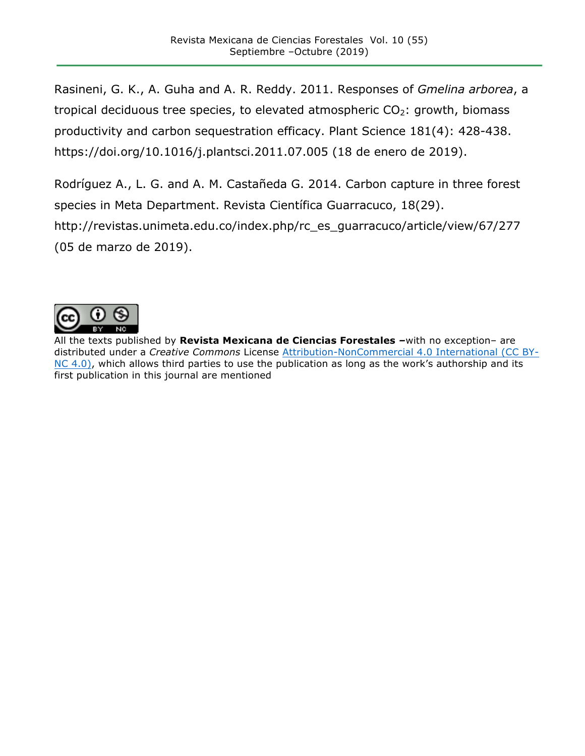Rasineni, G. K., A. Guha and A. R. Reddy. 2011. Responses of *Gmelina arborea*, a tropical deciduous tree species, to elevated atmospheric $CO_2$: growth, biomass productivity and carbon sequestration efficacy. Plant Science 181(4): 428-438. https://doi.org/10.1016/j.plantsci.2011.07.005 (18 de enero de 2019).

Rodríguez A., L. G. and A. M. Castañeda G. 2014. Carbon capture in three forest species in Meta Department. Revista Científica Guarracuco, 18(29). http://revistas.unimeta.edu.co/index.php/rc_es_guarracuco/article/view/67/277 (05 de marzo de 2019).

All the texts published by **Revista Mexicana de Ciencias Forestales –**with no exception– are distributed under a *Creative Commons* License Attribution-NonCommercial 4.0 International (CC BY-NC 4.0), which allows third parties to use the publication as long as the work's authorship and its first publication in this journal are mentioned